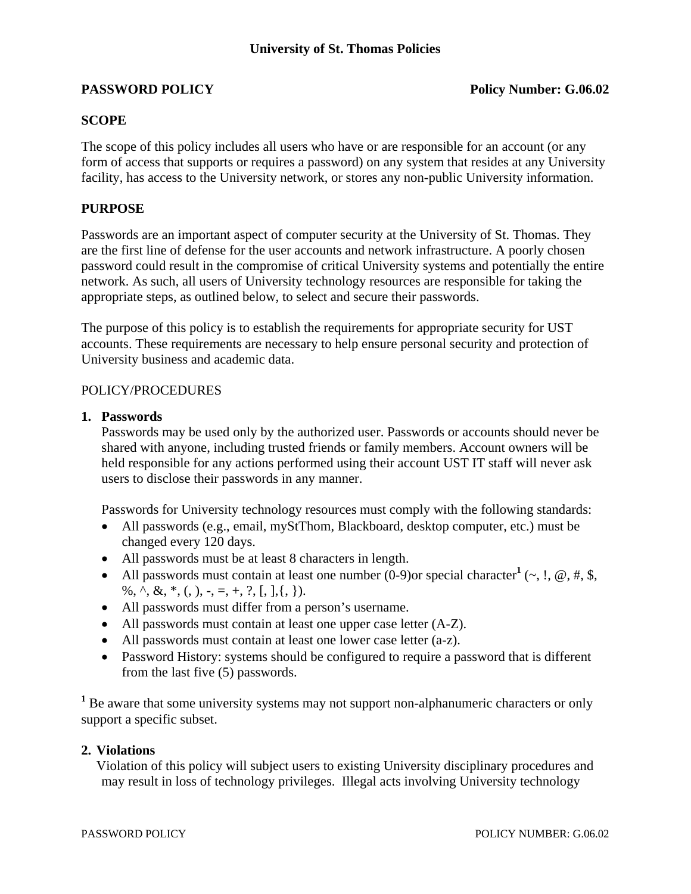**University of St. Thomas Policies**

**PASSWORD POLICY** **Policy Number: G.06.02**

## SCOPE

The scope of this policy includes all users who have or are responsible for an account (or any form of access that supports or requires a password) on any system that resides at any University facility, has access to the University network, or stores any non-public University information.

## PURPOSE

Passwords are an important aspect of computer security at the University of St. Thomas. They are the first line of defense for the user accounts and network infrastructure. A poorly chosen password could result in the compromise of critical University systems and potentially the entire network. As such, all users of University technology resources are responsible for taking the appropriate steps, as outlined below, to select and secure their passwords.

The purpose of this policy is to establish the requirements for appropriate security for UST accounts. These requirements are necessary to help ensure personal security and protection of University business and academic data.

POLICY/PROCEDURES

1. **Passwords**
   Passwords may be used only by the authorized user. Passwords or accounts should never be shared with anyone, including trusted friends or family members. Account owners will be held responsible for any actions performed using their account UST IT staff will never ask users to disclose their passwords in any manner.

   Passwords for University technology resources must comply with the following standards:
   - All passwords (e.g., email, myStThom, Blackboard, desktop computer, etc.) must be changed every 120 days.
   - All passwords must be at least 8 characters in length.
   - All passwords must contain at least one number (0-9)or special character[1] (~, !, @, #, $, %, ^, &, *, (, ), -, =, +, ?, [, ],{, }).
   - All passwords must differ from a person's username.
   - All passwords must contain at least one upper case letter (A-Z).
   - All passwords must contain at least one lower case letter (a-z).
   - Password History: systems should be configured to require a password that is different from the last five (5) passwords.

[1] Be aware that some university systems may not support non-alphanumeric characters or only support a specific subset.

2. **Violations**
   Violation of this policy will subject users to existing University disciplinary procedures and may result in loss of technology privileges. Illegal acts involving University technology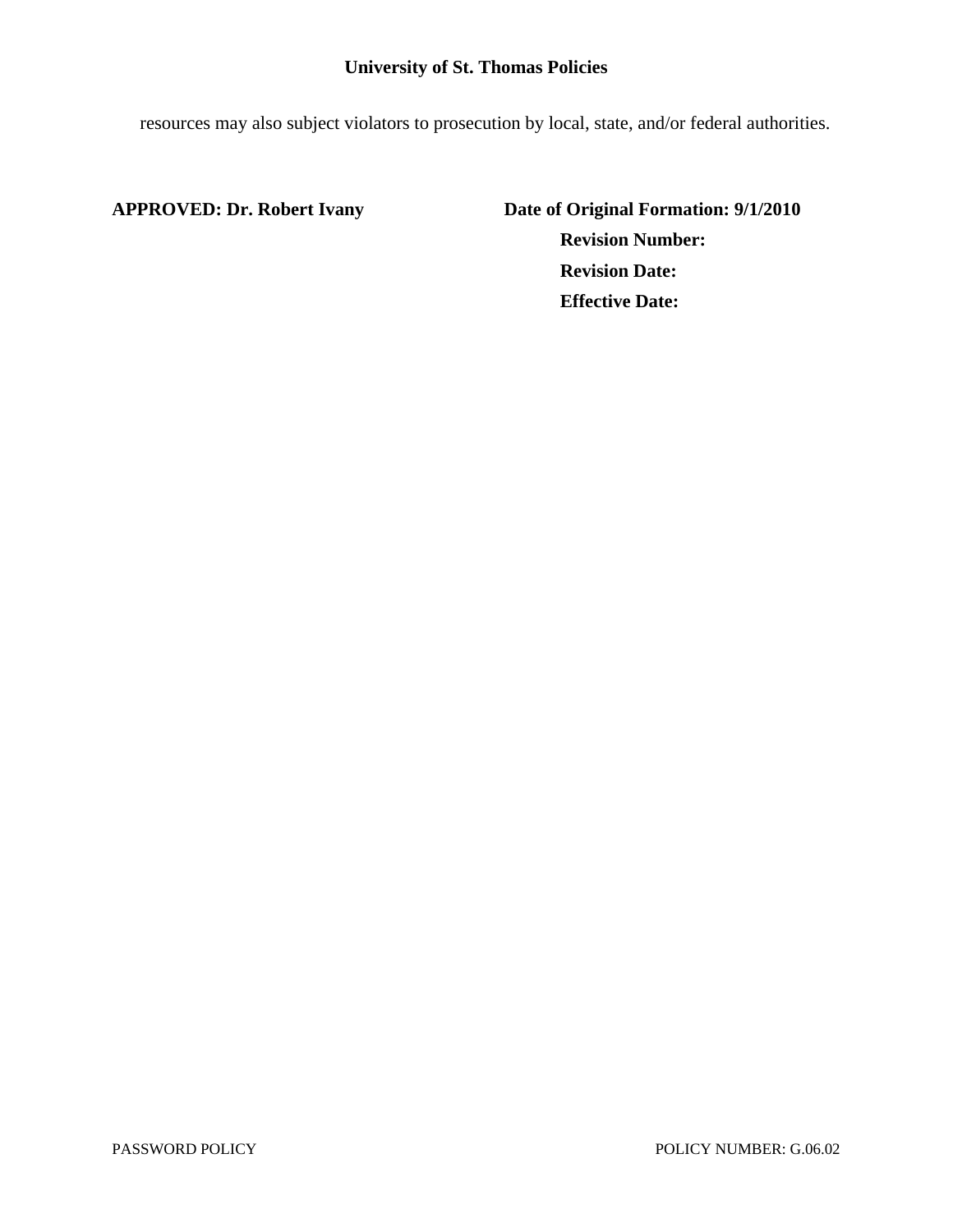resources may also subject violators to prosecution by local, state, and/or federal authorities.

**APPROVED: Dr. Robert Ivany**

**Date of Original Formation: 9/1/2010**

**Revision Number:**

**Revision Date:**

**Effective Date:**